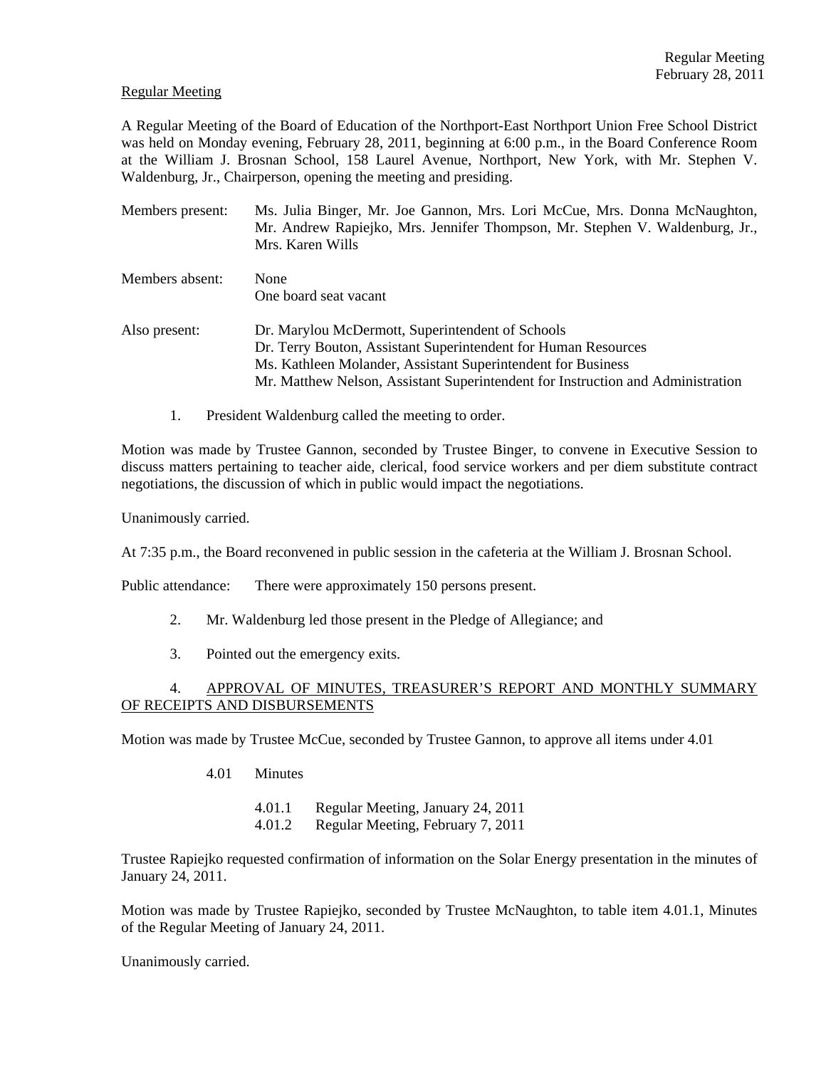Regular Meeting

A Regular Meeting of the Board of Education of the Northport-East Northport Union Free School District was held on Monday evening, February 28, 2011, beginning at 6:00 p.m., in the Board Conference Room at the William J. Brosnan School, 158 Laurel Avenue, Northport, New York, with Mr. Stephen V. Waldenburg, Jr., Chairperson, opening the meeting and presiding.

Members present: Ms. Julia Binger, Mr. Joe Gannon, Mrs. Lori McCue, Mrs. Donna McNaughton, Mr. Andrew Rapiejko, Mrs. Jennifer Thompson, Mr. Stephen V. Waldenburg, Jr., Mrs. Karen Wills

Members absent: None
One board seat vacant

Also present: Dr. Marylou McDermott, Superintendent of Schools
Dr. Terry Bouton, Assistant Superintendent for Human Resources
Ms. Kathleen Molander, Assistant Superintendent for Business
Mr. Matthew Nelson, Assistant Superintendent for Instruction and Administration

1. President Waldenburg called the meeting to order.

Motion was made by Trustee Gannon, seconded by Trustee Binger, to convene in Executive Session to discuss matters pertaining to teacher aide, clerical, food service workers and per diem substitute contract negotiations, the discussion of which in public would impact the negotiations.

Unanimously carried.

At 7:35 p.m., the Board reconvened in public session in the cafeteria at the William J. Brosnan School.

Public attendance: There were approximately 150 persons present.

2. Mr. Waldenburg led those present in the Pledge of Allegiance; and

3. Pointed out the emergency exits.

4. APPROVAL OF MINUTES, TREASURER'S REPORT AND MONTHLY SUMMARY OF RECEIPTS AND DISBURSEMENTS

Motion was made by Trustee McCue, seconded by Trustee Gannon, to approve all items under 4.01

4.01 Minutes

4.01.1 Regular Meeting, January 24, 2011
4.01.2 Regular Meeting, February 7, 2011

Trustee Rapiejko requested confirmation of information on the Solar Energy presentation in the minutes of January 24, 2011.

Motion was made by Trustee Rapiejko, seconded by Trustee McNaughton, to table item 4.01.1, Minutes of the Regular Meeting of January 24, 2011.

Unanimously carried.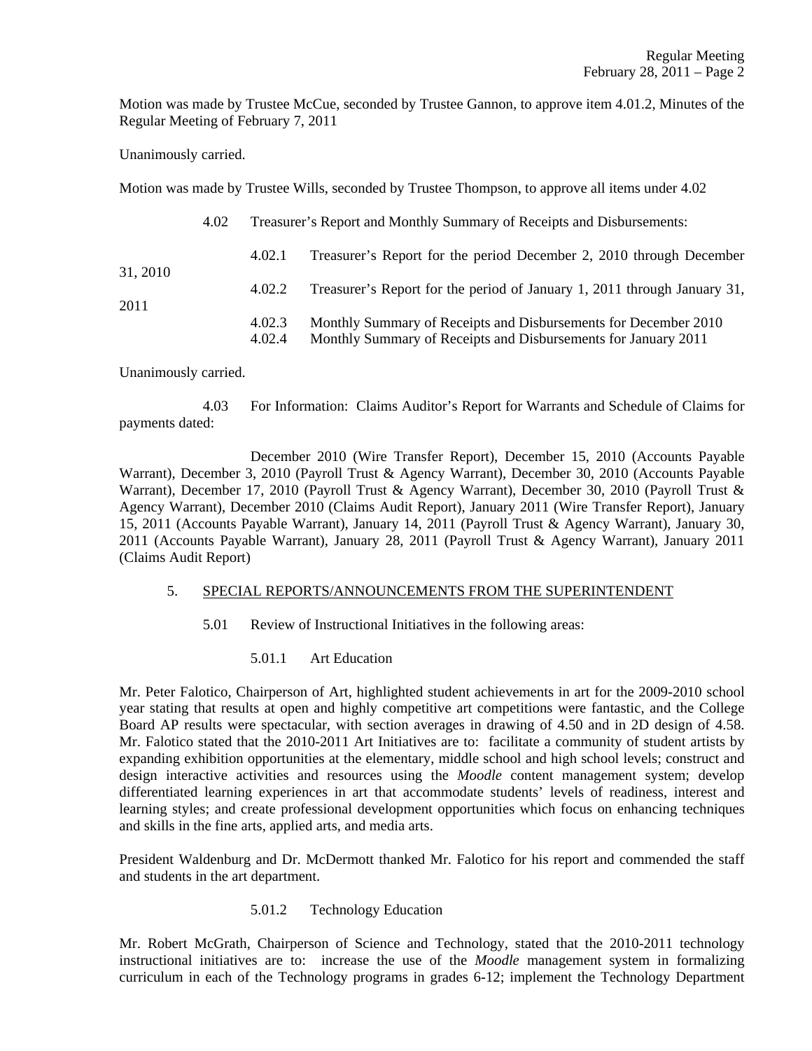Motion was made by Trustee McCue, seconded by Trustee Gannon, to approve item 4.01.2, Minutes of the Regular Meeting of February 7, 2011

Unanimously carried.

Motion was made by Trustee Wills, seconded by Trustee Thompson, to approve all items under 4.02

4.02 Treasurer's Report and Monthly Summary of Receipts and Disbursements:

4.02.1 Treasurer's Report for the period December 2, 2010 through December 31, 2010

4.02.2 Treasurer's Report for the period of January 1, 2011 through January 31, 2011

4.02.3 Monthly Summary of Receipts and Disbursements for December 2010

4.02.4 Monthly Summary of Receipts and Disbursements for January 2011

Unanimously carried.

4.03 For Information: Claims Auditor's Report for Warrants and Schedule of Claims for payments dated:

December 2010 (Wire Transfer Report), December 15, 2010 (Accounts Payable Warrant), December 3, 2010 (Payroll Trust & Agency Warrant), December 30, 2010 (Accounts Payable Warrant), December 17, 2010 (Payroll Trust & Agency Warrant), December 30, 2010 (Payroll Trust & Agency Warrant), December 2010 (Claims Audit Report), January 2011 (Wire Transfer Report), January 15, 2011 (Accounts Payable Warrant), January 14, 2011 (Payroll Trust & Agency Warrant), January 30, 2011 (Accounts Payable Warrant), January 28, 2011 (Payroll Trust & Agency Warrant), January 2011 (Claims Audit Report)

5. SPECIAL REPORTS/ANNOUNCEMENTS FROM THE SUPERINTENDENT

5.01 Review of Instructional Initiatives in the following areas:

5.01.1 Art Education

Mr. Peter Falotico, Chairperson of Art, highlighted student achievements in art for the 2009-2010 school year stating that results at open and highly competitive art competitions were fantastic, and the College Board AP results were spectacular, with section averages in drawing of 4.50 and in 2D design of 4.58. Mr. Falotico stated that the 2010-2011 Art Initiatives are to: facilitate a community of student artists by expanding exhibition opportunities at the elementary, middle school and high school levels; construct and design interactive activities and resources using the *Moodle* content management system; develop differentiated learning experiences in art that accommodate students' levels of readiness, interest and learning styles; and create professional development opportunities which focus on enhancing techniques and skills in the fine arts, applied arts, and media arts.

President Waldenburg and Dr. McDermott thanked Mr. Falotico for his report and commended the staff and students in the art department.

5.01.2 Technology Education

Mr. Robert McGrath, Chairperson of Science and Technology, stated that the 2010-2011 technology instructional initiatives are to: increase the use of the *Moodle* management system in formalizing curriculum in each of the Technology programs in grades 6-12; implement the Technology Department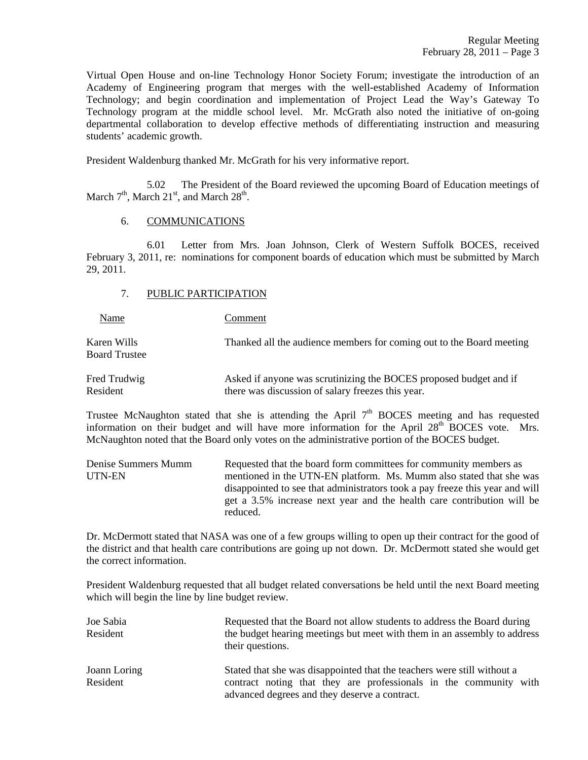Virtual Open House and on-line Technology Honor Society Forum; investigate the introduction of an Academy of Engineering program that merges with the well-established Academy of Information Technology; and begin coordination and implementation of Project Lead the Way's Gateway To Technology program at the middle school level. Mr. McGrath also noted the initiative of on-going departmental collaboration to develop effective methods of differentiating instruction and measuring students' academic growth.

President Waldenburg thanked Mr. McGrath for his very informative report.

5.02 The President of the Board reviewed the upcoming Board of Education meetings of March 7th, March 21st, and March 28th.

6. COMMUNICATIONS

6.01 Letter from Mrs. Joan Johnson, Clerk of Western Suffolk BOCES, received February 3, 2011, re: nominations for component boards of education which must be submitted by March 29, 2011.

7. PUBLIC PARTICIPATION

| Name | Comment |
|---|---|
| Karen Wills<br>Board Trustee | Thanked all the audience members for coming out to the Board meeting |
| Fred Trudwig<br>Resident | Asked if anyone was scrutinizing the BOCES proposed budget and if there was discussion of salary freezes this year. |

Trustee McNaughton stated that she is attending the April 7th BOCES meeting and has requested information on their budget and will have more information for the April 28th BOCES vote. Mrs. McNaughton noted that the Board only votes on the administrative portion of the BOCES budget.

| Name | Comment |
|---|---|
| Denise Summers Mumm<br>UTN-EN | Requested that the board form committees for community members as mentioned in the UTN-EN platform. Ms. Mumm also stated that she was disappointed to see that administrators took a pay freeze this year and will get a 3.5% increase next year and the health care contribution will be reduced. |

Dr. McDermott stated that NASA was one of a few groups willing to open up their contract for the good of the district and that health care contributions are going up not down. Dr. McDermott stated she would get the correct information.

President Waldenburg requested that all budget related conversations be held until the next Board meeting which will begin the line by line budget review.

| Name | Comment |
|---|---|
| Joe Sabia<br>Resident | Requested that the Board not allow students to address the Board during the budget hearing meetings but meet with them in an assembly to address their questions. |
| Joann Loring<br>Resident | Stated that she was disappointed that the teachers were still without a contract noting that they are professionals in the community with advanced degrees and they deserve a contract. |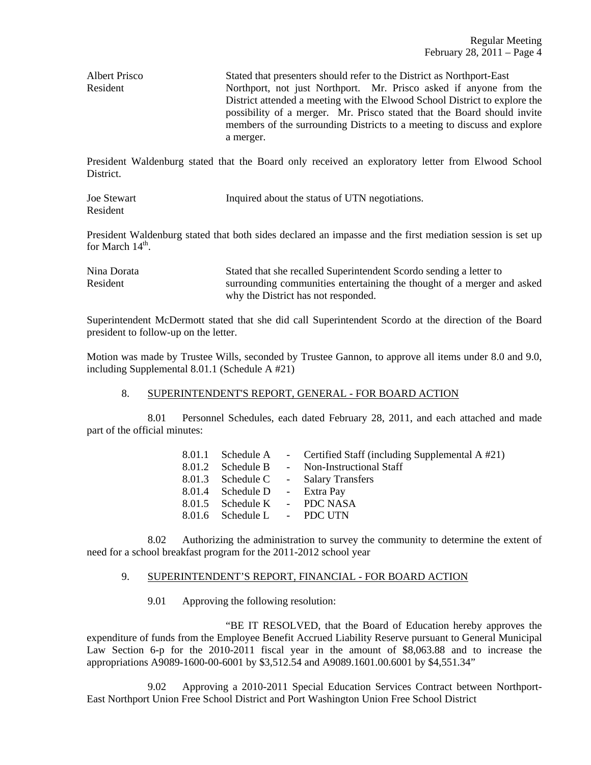Albert Prisco
Resident

Stated that presenters should refer to the District as Northport-East Northport, not just Northport. Mr. Prisco asked if anyone from the District attended a meeting with the Elwood School District to explore the possibility of a merger. Mr. Prisco stated that the Board should invite members of the surrounding Districts to a meeting to discuss and explore a merger.

President Waldenburg stated that the Board only received an exploratory letter from Elwood School District.

Joe Stewart
Resident

Inquired about the status of UTN negotiations.

President Waldenburg stated that both sides declared an impasse and the first mediation session is set up for March 14th.

Nina Dorata
Resident

Stated that she recalled Superintendent Scordo sending a letter to surrounding communities entertaining the thought of a merger and asked why the District has not responded.

Superintendent McDermott stated that she did call Superintendent Scordo at the direction of the Board president to follow-up on the letter.

Motion was made by Trustee Wills, seconded by Trustee Gannon, to approve all items under 8.0 and 9.0, including Supplemental 8.01.1 (Schedule A #21)

8. <u>SUPERINTENDENT'S REPORT, GENERAL - FOR BOARD ACTION</u>

8.01 Personnel Schedules, each dated February 28, 2011, and each attached and made part of the official minutes:

| | | | |
|---|---|---|---|
| 8.01.1 | Schedule A | - | Certified Staff (including Supplemental A #21) |
| 8.01.2 | Schedule B | - | Non-Instructional Staff |
| 8.01.3 | Schedule C | - | Salary Transfers |
| 8.01.4 | Schedule D | - | Extra Pay |
| 8.01.5 | Schedule K | - | PDC NASA |
| 8.01.6 | Schedule L | - | PDC UTN |

8.02 Authorizing the administration to survey the community to determine the extent of need for a school breakfast program for the 2011-2012 school year

9. <u>SUPERINTENDENT'S REPORT, FINANCIAL - FOR BOARD ACTION</u>

9.01 Approving the following resolution:

"BE IT RESOLVED, that the Board of Education hereby approves the expenditure of funds from the Employee Benefit Accrued Liability Reserve pursuant to General Municipal Law Section 6-p for the 2010-2011 fiscal year in the amount of $8,063.88 and to increase the appropriations A9089-1600-00-6001 by $3,512.54 and A9089.1601.00.6001 by $4,551.34"

9.02 Approving a 2010-2011 Special Education Services Contract between Northport-East Northport Union Free School District and Port Washington Union Free School District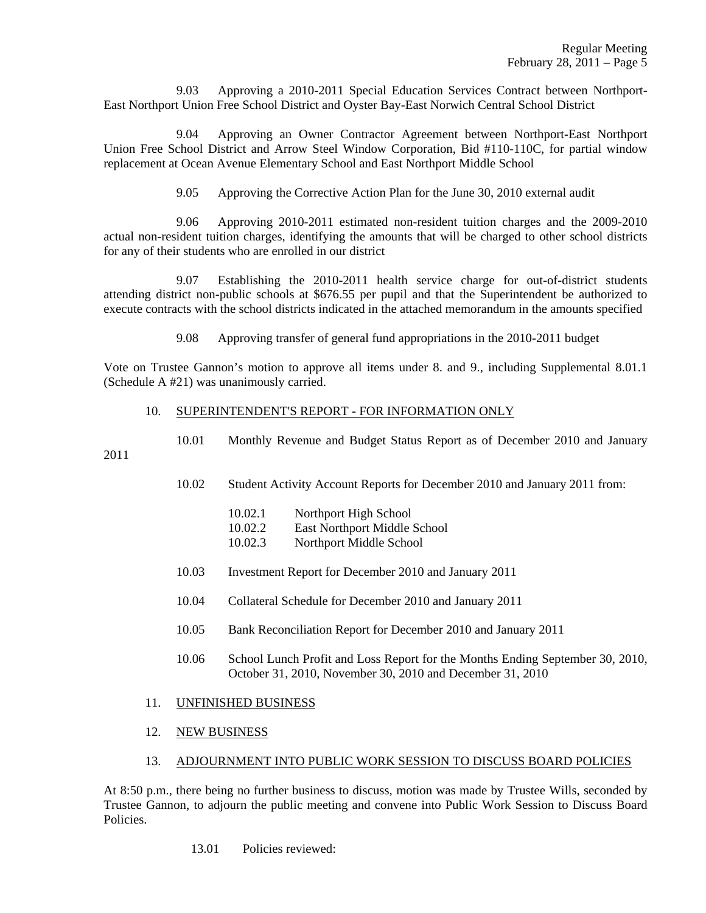9.03 Approving a 2010-2011 Special Education Services Contract between Northport-East Northport Union Free School District and Oyster Bay-East Norwich Central School District

9.04 Approving an Owner Contractor Agreement between Northport-East Northport Union Free School District and Arrow Steel Window Corporation, Bid #110-110C, for partial window replacement at Ocean Avenue Elementary School and East Northport Middle School

9.05 Approving the Corrective Action Plan for the June 30, 2010 external audit

9.06 Approving 2010-2011 estimated non-resident tuition charges and the 2009-2010 actual non-resident tuition charges, identifying the amounts that will be charged to other school districts for any of their students who are enrolled in our district

9.07 Establishing the 2010-2011 health service charge for out-of-district students attending district non-public schools at $676.55 per pupil and that the Superintendent be authorized to execute contracts with the school districts indicated in the attached memorandum in the amounts specified

9.08 Approving transfer of general fund appropriations in the 2010-2011 budget

Vote on Trustee Gannon's motion to approve all items under 8. and 9., including Supplemental 8.01.1 (Schedule A #21) was unanimously carried.

10. SUPERINTENDENT'S REPORT - FOR INFORMATION ONLY

10.01 Monthly Revenue and Budget Status Report as of December 2010 and January 2011

10.02 Student Activity Account Reports for December 2010 and January 2011 from:

- 10.02.1 Northport High School
- 10.02.2 East Northport Middle School
- 10.02.3 Northport Middle School

10.03 Investment Report for December 2010 and January 2011

10.04 Collateral Schedule for December 2010 and January 2011

10.05 Bank Reconciliation Report for December 2010 and January 2011

10.06 School Lunch Profit and Loss Report for the Months Ending September 30, 2010, October 31, 2010, November 30, 2010 and December 31, 2010

11. UNFINISHED BUSINESS

12. NEW BUSINESS

13. ADJOURNMENT INTO PUBLIC WORK SESSION TO DISCUSS BOARD POLICIES

At 8:50 p.m., there being no further business to discuss, motion was made by Trustee Wills, seconded by Trustee Gannon, to adjourn the public meeting and convene into Public Work Session to Discuss Board Policies.

13.01 Policies reviewed: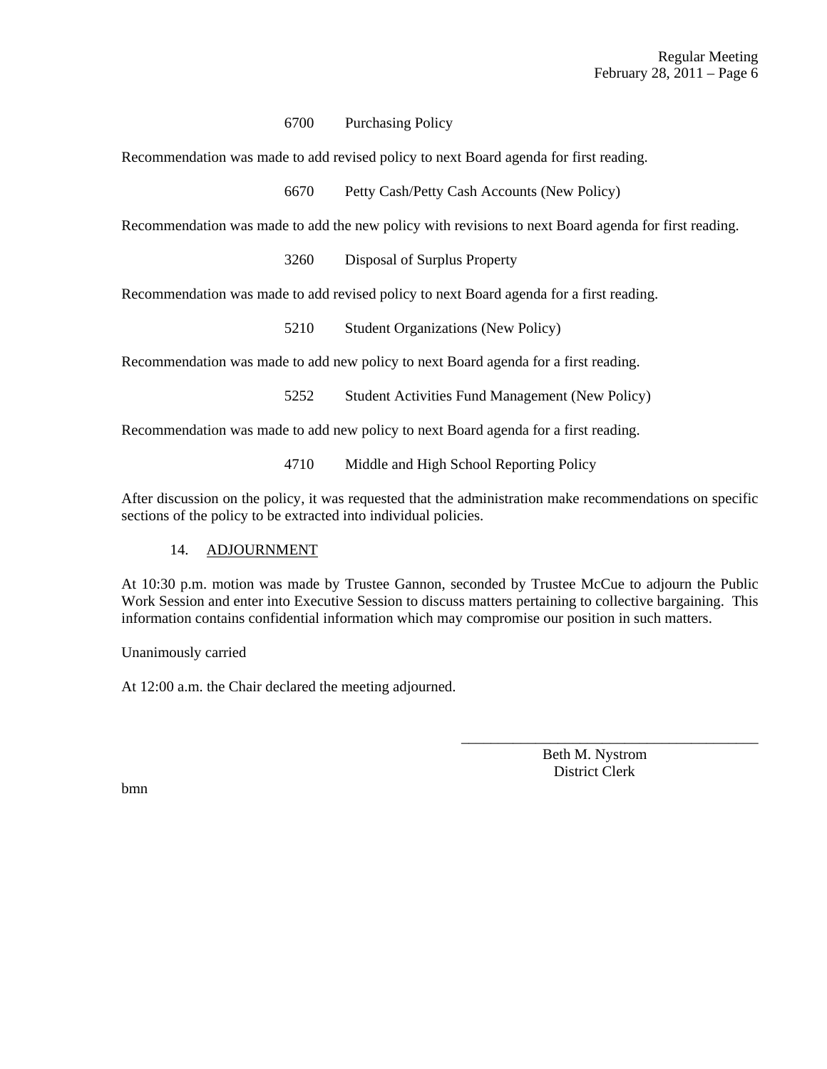6700 Purchasing Policy

Recommendation was made to add revised policy to next Board agenda for first reading.

6670 Petty Cash/Petty Cash Accounts (New Policy)

Recommendation was made to add the new policy with revisions to next Board agenda for first reading.

3260 Disposal of Surplus Property

Recommendation was made to add revised policy to next Board agenda for a first reading.

5210 Student Organizations (New Policy)

Recommendation was made to add new policy to next Board agenda for a first reading.

5252 Student Activities Fund Management (New Policy)

Recommendation was made to add new policy to next Board agenda for a first reading.

4710 Middle and High School Reporting Policy

After discussion on the policy, it was requested that the administration make recommendations on specific sections of the policy to be extracted into individual policies.

14. ADJOURNMENT

At 10:30 p.m. motion was made by Trustee Gannon, seconded by Trustee McCue to adjourn the Public Work Session and enter into Executive Session to discuss matters pertaining to collective bargaining. This information contains confidential information which may compromise our position in such matters.

Unanimously carried

At 12:00 a.m. the Chair declared the meeting adjourned.

\_\_\_\_\_\_\_\_\_\_\_\_\_\_\_\_\_\_\_\_\_\_\_\_\_\_\_\_\_\_\_\_\_\_\_\_\_\_\_\_

Beth M. Nystrom
District Clerk

bmn